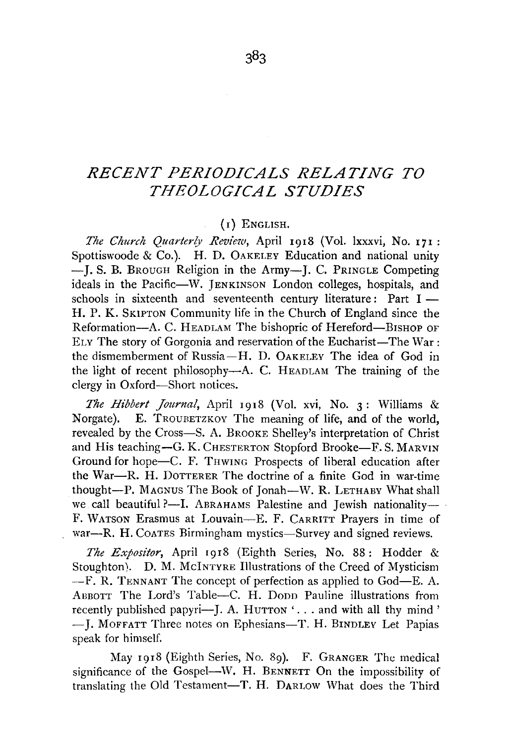# RECENT PERIODICALS RELATING TO THEOLOGICAL STUDIES

## (1) ENGLISH.

*The Church Quarterly Review*, April 1918 (Vol. lxxxvi, No. 171: Spottiswoode & Co.). H. D. OAKELEY Education and national unity—J. S. B. BROUGH Religion in the Army—J. C. PRINGLE Competing ideals in the Pacific—W. JENKINSON London colleges, hospitals, and schools in sixteenth and seventeenth century literature: Part I—H. P. K. SKIPTON Community life in the Church of England since the Reformation—A. C. HEADLAM The bishopric of Hereford—BISHOP OF ELY The story of Gorgonia and reservation of the Eucharist—The War: the dismemberment of Russia—H. D. OAKELEY The idea of God in the light of recent philosophy—A. C. HEADLAM The training of the clergy in Oxford—Short notices.

*The Hibbert Journal*, April 1918 (Vol. xvi, No. 3: Williams & Norgate). E. TROUBETZKOY The meaning of life, and of the world, revealed by the Cross—S. A. BROOKE Shelley's interpretation of Christ and His teaching—G. K. CHESTERTON Stopford Brooke—F. S. MARVIN Ground for hope—C. F. THWING Prospects of liberal education after the War—R. H. DOTTERER The doctrine of a finite God in war-time thought—P. MAGNUS The Book of Jonah—W. R. LETHABY What shall we call beautiful?—I. ABRAHAMS Palestine and Jewish nationality—F. WATSON Erasmus at Louvain—E. F. CARRITT Prayers in time of war—R. H. COATES Birmingham mystics—Survey and signed reviews.

*The Expositor*, April 1918 (Eighth Series, No. 88: Hodder & Stoughton). D. M. MCINTYRE Illustrations of the Creed of Mysticism—F. R. TENNANT The concept of perfection as applied to God—E. A. ABBOTT The Lord's Table—C. H. DODD Pauline illustrations from recently published papyri—J. A. HUTTON '... and with all thy mind'—J. MOFFATT Three notes on Ephesians—T. H. BINDLEY Let Papias speak for himself.

May 1918 (Eighth Series, No. 89). F. GRANGER The medical significance of the Gospel—W. H. BENNETT On the impossibility of translating the Old Testament—T. H. DARLOW What does the Third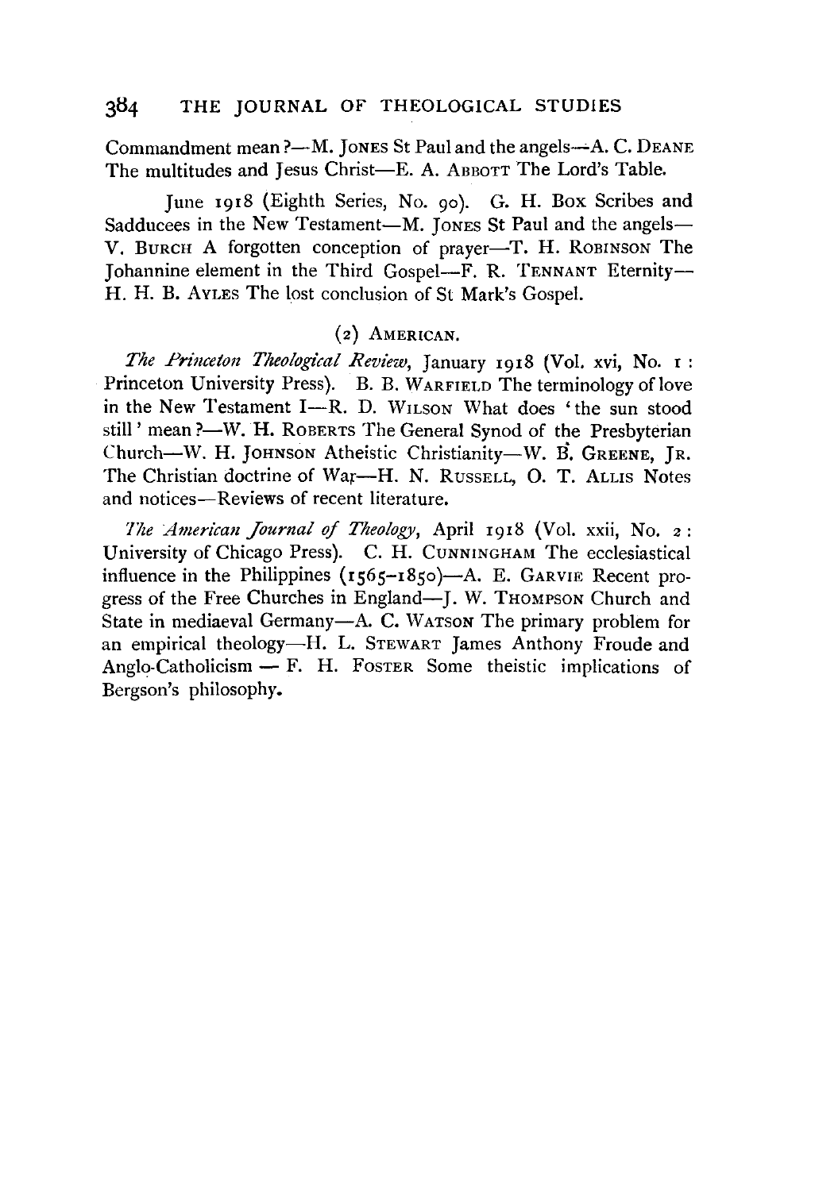Commandment mean?—M. JONES St Paul and the angels—A. C. DEANE The multitudes and Jesus Christ—E. A. ABBOTT The Lord's Table.

June 1918 (Eighth Series, No. 90). G. H. BOX Scribes and Sadducees in the New Testament—M. JONES St Paul and the angels—V. BURCH A forgotten conception of prayer—T. H. ROBINSON The Johannine element in the Third Gospel—F. R. TENNANT Eternity—H. H. B. AYLES The lost conclusion of St Mark's Gospel.

## (2) AMERICAN.

*The Princeton Theological Review*, January 1918 (Vol. xvi, No. 1: Princeton University Press). B. B. WARFIELD The terminology of love in the New Testament I—R. D. WILSON What does 'the sun stood still' mean?—W. H. ROBERTS The General Synod of the Presbyterian Church—W. H. JOHNSON Atheistic Christianity—W. B. GREENE, JR. The Christian doctrine of War—H. N. RUSSELL, O. T. ALLIS Notes and notices—Reviews of recent literature.

*The American Journal of Theology*, April 1918 (Vol. xxii, No. 2: University of Chicago Press). C. H. CUNNINGHAM The ecclesiastical influence in the Philippines (1565–1850)—A. E. GARVIE Recent progress of the Free Churches in England—J. W. THOMPSON Church and State in mediaeval Germany—A. C. WATSON The primary problem for an empirical theology—H. L. STEWART James Anthony Froude and Anglo-Catholicism — F. H. FOSTER Some theistic implications of Bergson's philosophy.